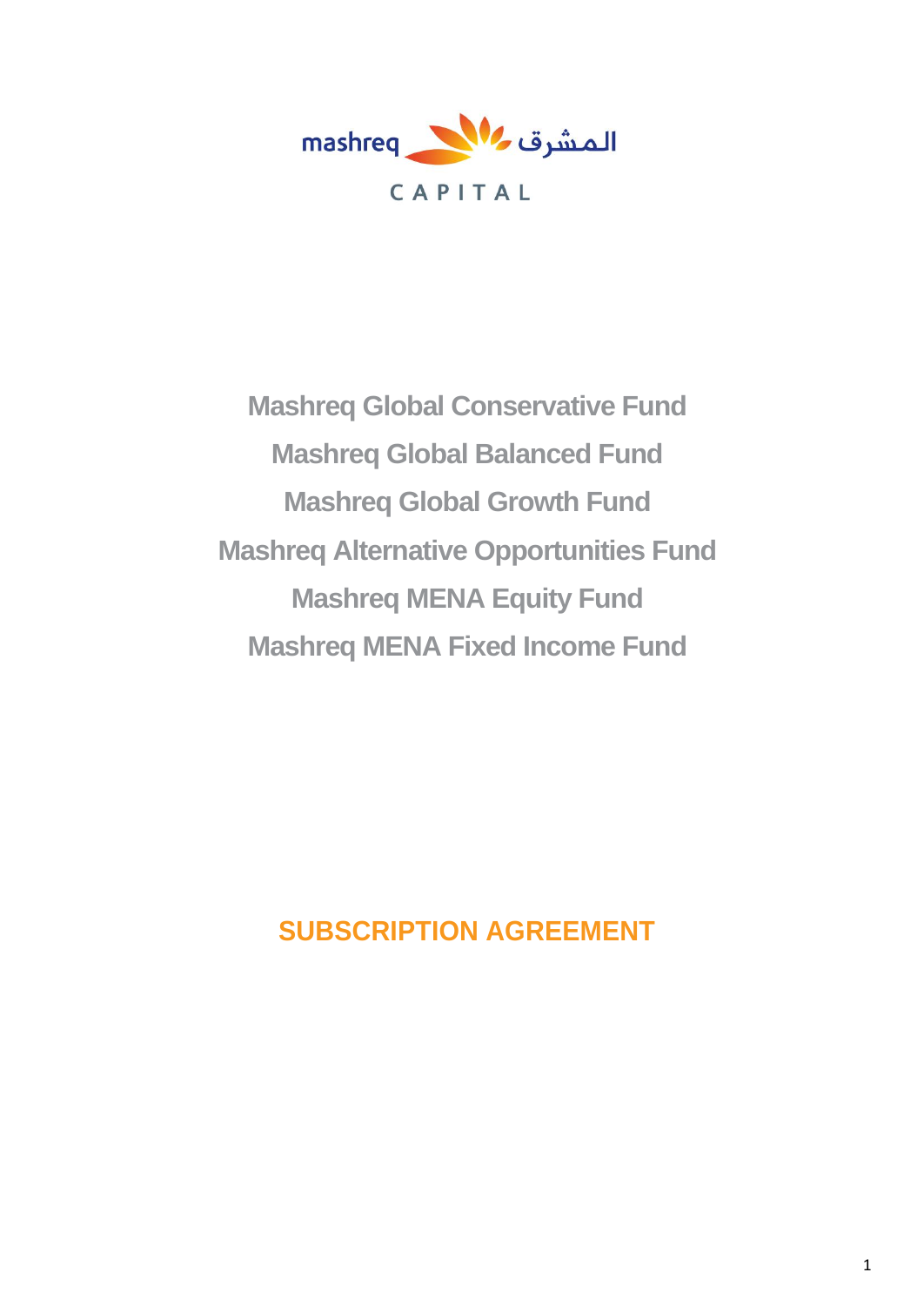mashreq المشرق

CAPITAL

# Mashreq Global Conservative Fund

# Mashreq Global Balanced Fund

# Mashreq Global Growth Fund

# Mashreq Alternative Opportunities Fund

# Mashreq MENA Equity Fund

# Mashreq MENA Fixed Income Fund

## SUBSCRIPTION AGREEMENT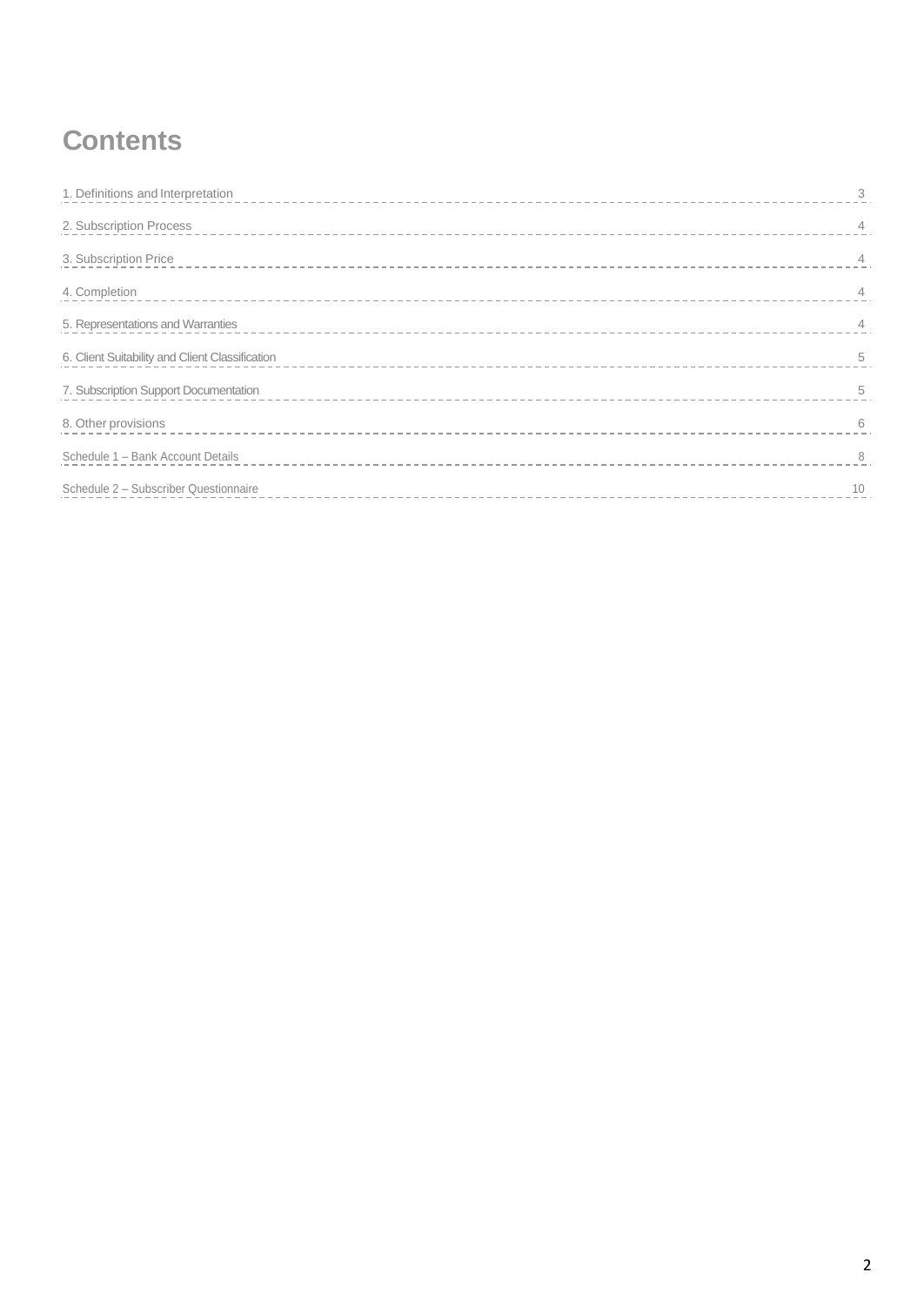# Contents

| | |
|---|---|
| 1. Definitions and Interpretation | 3 |
| 2. Subscription Process | 4 |
| 3. Subscription Price | 4 |
| 4. Completion | 4 |
| 5. Representations and Warranties | 4 |
| 6. Client Suitability and Client Classification | 5 |
| 7. Subscription Support Documentation | 5 |
| 8. Other provisions | 6 |
| Schedule 1 – Bank Account Details | 8 |
| Schedule 2 – Subscriber Questionnaire | 10 |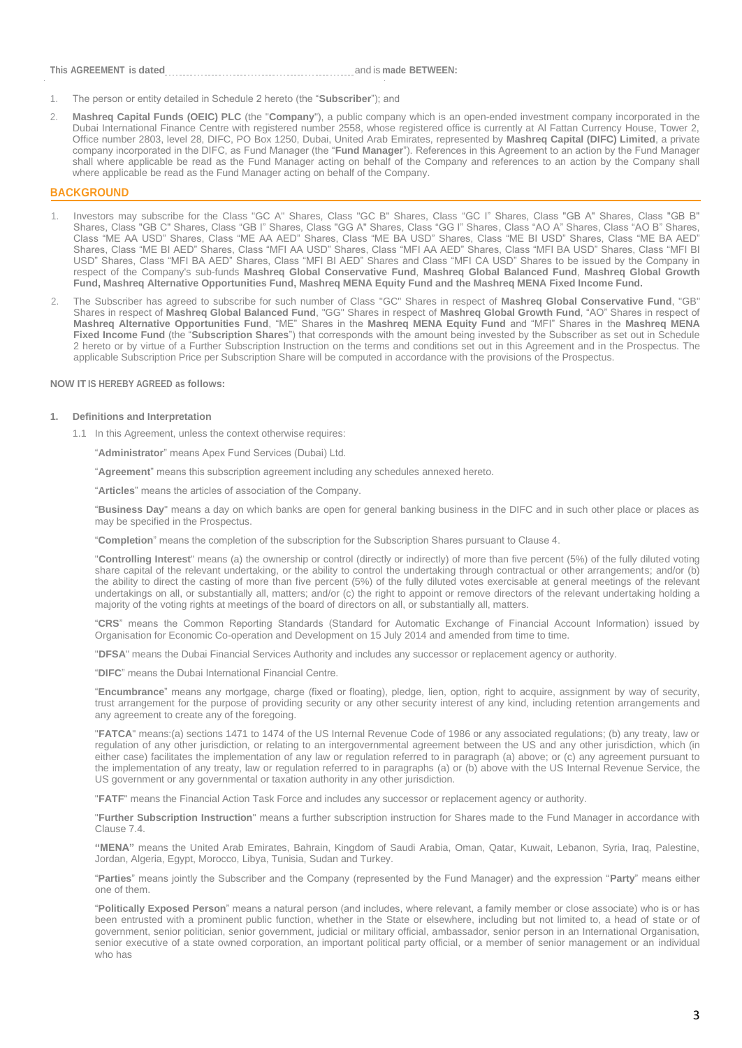**This AGREEMENT is dated**.................................................. and is **made BETWEEN:**

1. The person or entity detailed in Schedule 2 hereto (the "**Subscriber**"); and
2. **Mashreq Capital Funds (OEIC) PLC** (the "**Company**"), a public company which is an open-ended investment company incorporated in the Dubai International Finance Centre with registered number 2558, whose registered office is currently at Al Fattan Currency House, Tower 2, Office number 2803, level 28, DIFC, PO Box 1250, Dubai, United Arab Emirates, represented by **Mashreq Capital (DIFC) Limited**, a private company incorporated in the DIFC, as Fund Manager (the "**Fund Manager**"). References in this Agreement to an action by the Fund Manager shall where applicable be read as the Fund Manager acting on behalf of the Company and references to an action by the Company shall where applicable be read as the Fund Manager acting on behalf of the Company.

## BACKGROUND

1. Investors may subscribe for the Class "GC A" Shares, Class "GC B" Shares, Class "GC I" Shares, Class "GB A" Shares, Class "GB B" Shares, Class "GB C" Shares, Class "GB I" Shares, Class "GG A" Shares, Class "GG I" Shares, Class "AO A" Shares, Class "AO B" Shares, Class "ME AA USD" Shares, Class "ME AA AED" Shares, Class "ME BA USD" Shares, Class "ME BI USD" Shares, Class "ME BA AED" Shares, Class "ME BI AED" Shares, Class "MFI AA USD" Shares, Class "MFI AA AED" Shares, Class "MFI BA USD" Shares, Class "MFI BI USD" Shares, Class "MFI BA AED" Shares, Class "MFI BI AED" Shares and Class "MFI CA USD" Shares to be issued by the Company in respect of the Company's sub-funds **Mashreq Global Conservative Fund**, **Mashreq Global Balanced Fund**, **Mashreq Global Growth Fund, Mashreq Alternative Opportunities Fund, Mashreq MENA Equity Fund and the Mashreq MENA Fixed Income Fund.**
2. The Subscriber has agreed to subscribe for such number of Class "GC" Shares in respect of **Mashreq Global Conservative Fund**, "GB" Shares in respect of **Mashreq Global Balanced Fund**, "GG" Shares in respect of **Mashreq Global Growth Fund**, "AO" Shares in respect of **Mashreq Alternative Opportunities Fund**, "ME" Shares in the **Mashreq MENA Equity Fund** and "MFI" Shares in the **Mashreq MENA Fixed Income Fund** (the "**Subscription Shares**") that corresponds with the amount being invested by the Subscriber as set out in Schedule 2 hereto or by virtue of a Further Subscription Instruction on the terms and conditions set out in this Agreement and in the Prospectus. The applicable Subscription Price per Subscription Share will be computed in accordance with the provisions of the Prospectus.

**NOW IT IS HEREBY AGREED as follows:**

**1. Definitions and Interpretation**

1.1 In this Agreement, unless the context otherwise requires:

"**Administrator**" means Apex Fund Services (Dubai) Ltd.

"**Agreement**" means this subscription agreement including any schedules annexed hereto.

"**Articles**" means the articles of association of the Company.

"**Business Day**" means a day on which banks are open for general banking business in the DIFC and in such other place or places as may be specified in the Prospectus.

"**Completion**" means the completion of the subscription for the Subscription Shares pursuant to Clause 4.

"**Controlling Interest**" means (a) the ownership or control (directly or indirectly) of more than five percent (5%) of the fully diluted voting share capital of the relevant undertaking, or the ability to control the undertaking through contractual or other arrangements; and/or (b) the ability to direct the casting of more than five percent (5%) of the fully diluted votes exercisable at general meetings of the relevant undertakings on all, or substantially all, matters; and/or (c) the right to appoint or remove directors of the relevant undertaking holding a majority of the voting rights at meetings of the board of directors on all, or substantially all, matters.

"**CRS**" means the Common Reporting Standards (Standard for Automatic Exchange of Financial Account Information) issued by Organisation for Economic Co-operation and Development on 15 July 2014 and amended from time to time.

"**DFSA**" means the Dubai Financial Services Authority and includes any successor or replacement agency or authority.

"**DIFC**" means the Dubai International Financial Centre.

"**Encumbrance**" means any mortgage, charge (fixed or floating), pledge, lien, option, right to acquire, assignment by way of security, trust arrangement for the purpose of providing security or any other security interest of any kind, including retention arrangements and any agreement to create any of the foregoing.

"**FATCA**" means:(a) sections 1471 to 1474 of the US Internal Revenue Code of 1986 or any associated regulations; (b) any treaty, law or regulation of any other jurisdiction, or relating to an intergovernmental agreement between the US and any other jurisdiction, which (in either case) facilitates the implementation of any law or regulation referred to in paragraph (a) above; or (c) any agreement pursuant to the implementation of any treaty, law or regulation referred to in paragraphs (a) or (b) above with the US Internal Revenue Service, the US government or any governmental or taxation authority in any other jurisdiction.

"**FATF**" means the Financial Action Task Force and includes any successor or replacement agency or authority.

"**Further Subscription Instruction**" means a further subscription instruction for Shares made to the Fund Manager in accordance with Clause 7.4.

**"MENA"** means the United Arab Emirates, Bahrain, Kingdom of Saudi Arabia, Oman, Qatar, Kuwait, Lebanon, Syria, Iraq, Palestine, Jordan, Algeria, Egypt, Morocco, Libya, Tunisia, Sudan and Turkey.

"**Parties**" means jointly the Subscriber and the Company (represented by the Fund Manager) and the expression "**Party**" means either one of them.

"**Politically Exposed Person**" means a natural person (and includes, where relevant, a family member or close associate) who is or has been entrusted with a prominent public function, whether in the State or elsewhere, including but not limited to, a head of state or of government, senior politician, senior government, judicial or military official, ambassador, senior person in an International Organisation, senior executive of a state owned corporation, an important political party official, or a member of senior management or an individual who has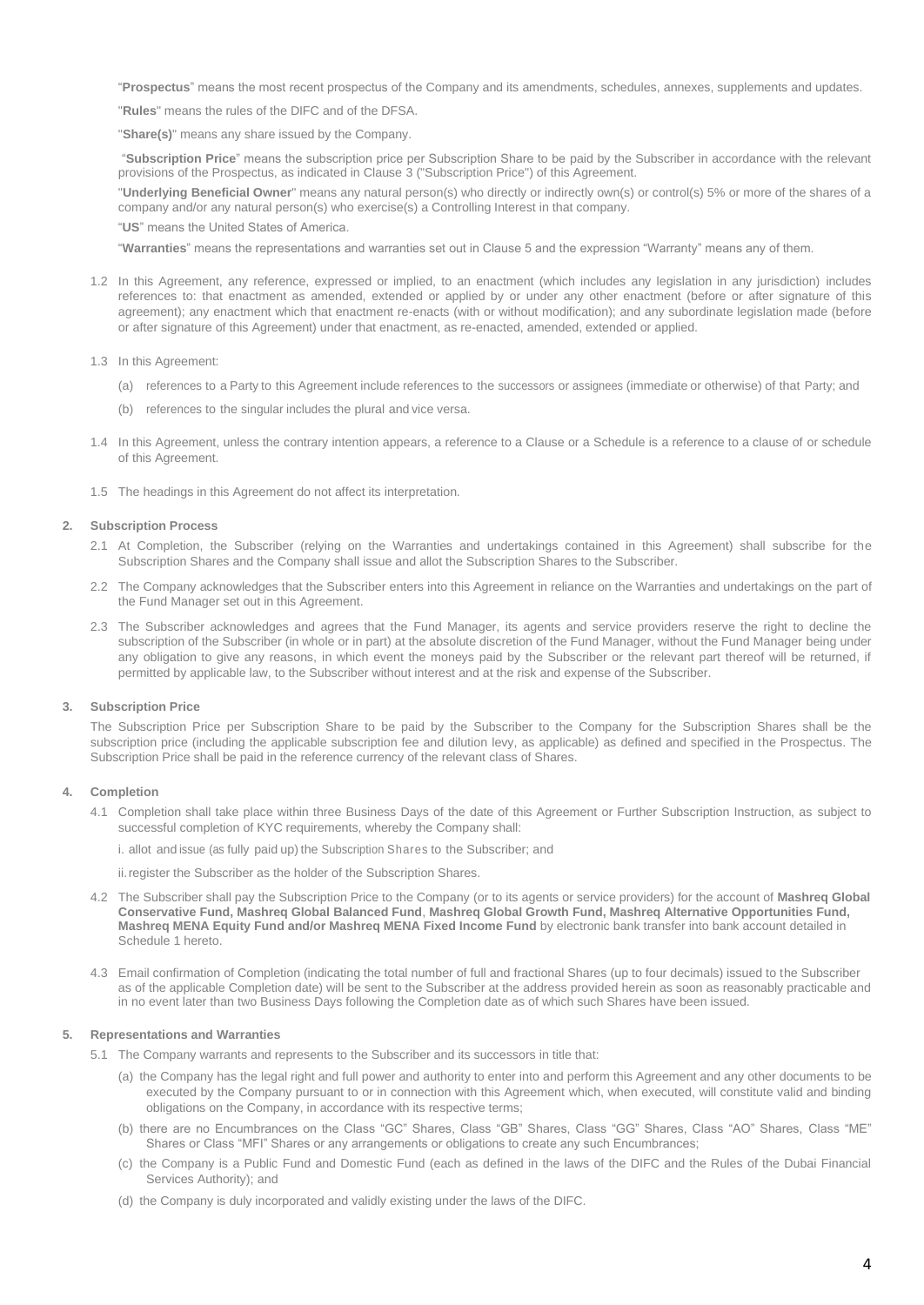"**Prospectus**" means the most recent prospectus of the Company and its amendments, schedules, annexes, supplements and updates.

"**Rules**" means the rules of the DIFC and of the DFSA.

"**Share(s)**" means any share issued by the Company.

"**Subscription Price**" means the subscription price per Subscription Share to be paid by the Subscriber in accordance with the relevant provisions of the Prospectus, as indicated in Clause 3 ("Subscription Price") of this Agreement.

"**Underlying Beneficial Owner**" means any natural person(s) who directly or indirectly own(s) or control(s) 5% or more of the shares of a company and/or any natural person(s) who exercise(s) a Controlling Interest in that company.

"**US**" means the United States of America.

"**Warranties**" means the representations and warranties set out in Clause 5 and the expression "Warranty" means any of them.

1.2 In this Agreement, any reference, expressed or implied, to an enactment (which includes any legislation in any jurisdiction) includes references to: that enactment as amended, extended or applied by or under any other enactment (before or after signature of this agreement); any enactment which that enactment re-enacts (with or without modification); and any subordinate legislation made (before or after signature of this Agreement) under that enactment, as re-enacted, amended, extended or applied.

1.3 In this Agreement:

(a) references to a Party to this Agreement include references to the successors or assignees (immediate or otherwise) of that Party; and

(b) references to the singular includes the plural and vice versa.

1.4 In this Agreement, unless the contrary intention appears, a reference to a Clause or a Schedule is a reference to a clause of or schedule of this Agreement.

1.5 The headings in this Agreement do not affect its interpretation.

## 2. Subscription Process

2.1 At Completion, the Subscriber (relying on the Warranties and undertakings contained in this Agreement) shall subscribe for the Subscription Shares and the Company shall issue and allot the Subscription Shares to the Subscriber.

2.2 The Company acknowledges that the Subscriber enters into this Agreement in reliance on the Warranties and undertakings on the part of the Fund Manager set out in this Agreement.

2.3 The Subscriber acknowledges and agrees that the Fund Manager, its agents and service providers reserve the right to decline the subscription of the Subscriber (in whole or in part) at the absolute discretion of the Fund Manager, without the Fund Manager being under any obligation to give any reasons, in which event the moneys paid by the Subscriber or the relevant part thereof will be returned, if permitted by applicable law, to the Subscriber without interest and at the risk and expense of the Subscriber.

## 3. Subscription Price

The Subscription Price per Subscription Share to be paid by the Subscriber to the Company for the Subscription Shares shall be the subscription price (including the applicable subscription fee and dilution levy, as applicable) as defined and specified in the Prospectus. The Subscription Price shall be paid in the reference currency of the relevant class of Shares.

## 4. Completion

4.1 Completion shall take place within three Business Days of the date of this Agreement or Further Subscription Instruction, as subject to successful completion of KYC requirements, whereby the Company shall:

i. allot and issue (as fully paid up) the Subscription Shares to the Subscriber; and

ii. register the Subscriber as the holder of the Subscription Shares.

4.2 The Subscriber shall pay the Subscription Price to the Company (or to its agents or service providers) for the account of **Mashreq Global Conservative Fund, Mashreq Global Balanced Fund**, **Mashreq Global Growth Fund, Mashreq Alternative Opportunities Fund, Mashreq MENA Equity Fund and/or Mashreq MENA Fixed Income Fund** by electronic bank transfer into bank account detailed in Schedule 1 hereto.

4.3 Email confirmation of Completion (indicating the total number of full and fractional Shares (up to four decimals) issued to the Subscriber as of the applicable Completion date) will be sent to the Subscriber at the address provided herein as soon as reasonably practicable and in no event later than two Business Days following the Completion date as of which such Shares have been issued.

## 5. Representations and Warranties

5.1 The Company warrants and represents to the Subscriber and its successors in title that:

(a) the Company has the legal right and full power and authority to enter into and perform this Agreement and any other documents to be executed by the Company pursuant to or in connection with this Agreement which, when executed, will constitute valid and binding obligations on the Company, in accordance with its respective terms;

(b) there are no Encumbrances on the Class "GC" Shares, Class "GB" Shares, Class "GG" Shares, Class "AO" Shares, Class "ME" Shares or Class "MFI" Shares or any arrangements or obligations to create any such Encumbrances;

(c) the Company is a Public Fund and Domestic Fund (each as defined in the laws of the DIFC and the Rules of the Dubai Financial Services Authority); and

(d) the Company is duly incorporated and validly existing under the laws of the DIFC.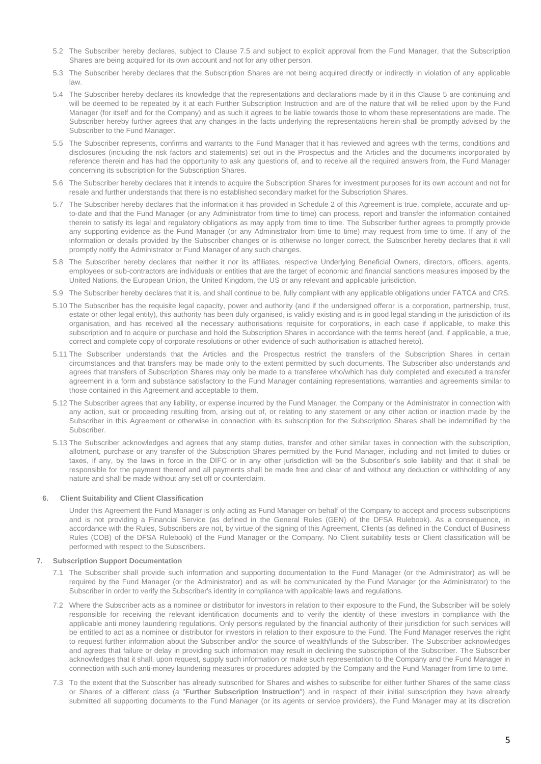5.2 The Subscriber hereby declares, subject to Clause 7.5 and subject to explicit approval from the Fund Manager, that the Subscription Shares are being acquired for its own account and not for any other person.

5.3 The Subscriber hereby declares that the Subscription Shares are not being acquired directly or indirectly in violation of any applicable law.

5.4 The Subscriber hereby declares its knowledge that the representations and declarations made by it in this Clause 5 are continuing and will be deemed to be repeated by it at each Further Subscription Instruction and are of the nature that will be relied upon by the Fund Manager (for itself and for the Company) and as such it agrees to be liable towards those to whom these representations are made. The Subscriber hereby further agrees that any changes in the facts underlying the representations herein shall be promptly advised by the Subscriber to the Fund Manager.

5.5 The Subscriber represents, confirms and warrants to the Fund Manager that it has reviewed and agrees with the terms, conditions and disclosures (including the risk factors and statements) set out in the Prospectus and the Articles and the documents incorporated by reference therein and has had the opportunity to ask any questions of, and to receive all the required answers from, the Fund Manager concerning its subscription for the Subscription Shares.

5.6 The Subscriber hereby declares that it intends to acquire the Subscription Shares for investment purposes for its own account and not for resale and further understands that there is no established secondary market for the Subscription Shares.

5.7 The Subscriber hereby declares that the information it has provided in Schedule 2 of this Agreement is true, complete, accurate and up-to-date and that the Fund Manager (or any Administrator from time to time) can process, report and transfer the information contained therein to satisfy its legal and regulatory obligations as may apply from time to time. The Subscriber further agrees to promptly provide any supporting evidence as the Fund Manager (or any Administrator from time to time) may request from time to time. If any of the information or details provided by the Subscriber changes or is otherwise no longer correct, the Subscriber hereby declares that it will promptly notify the Administrator or Fund Manager of any such changes.

5.8 The Subscriber hereby declares that neither it nor its affiliates, respective Underlying Beneficial Owners, directors, officers, agents, employees or sub-contractors are individuals or entities that are the target of economic and financial sanctions measures imposed by the United Nations, the European Union, the United Kingdom, the US or any relevant and applicable jurisdiction.

5.9 The Subscriber hereby declares that it is, and shall continue to be, fully compliant with any applicable obligations under FATCA and CRS.

5.10 The Subscriber has the requisite legal capacity, power and authority (and if the undersigned offeror is a corporation, partnership, trust, estate or other legal entity), this authority has been duly organised, is validly existing and is in good legal standing in the jurisdiction of its organisation, and has received all the necessary authorisations requisite for corporations, in each case if applicable, to make this subscription and to acquire or purchase and hold the Subscription Shares in accordance with the terms hereof (and, if applicable, a true, correct and complete copy of corporate resolutions or other evidence of such authorisation is attached hereto).

5.11 The Subscriber understands that the Articles and the Prospectus restrict the transfers of the Subscription Shares in certain circumstances and that transfers may be made only to the extent permitted by such documents. The Subscriber also understands and agrees that transfers of Subscription Shares may only be made to a transferee who/which has duly completed and executed a transfer agreement in a form and substance satisfactory to the Fund Manager containing representations, warranties and agreements similar to those contained in this Agreement and acceptable to them.

5.12 The Subscriber agrees that any liability, or expense incurred by the Fund Manager, the Company or the Administrator in connection with any action, suit or proceeding resulting from, arising out of, or relating to any statement or any other action or inaction made by the Subscriber in this Agreement or otherwise in connection with its subscription for the Subscription Shares shall be indemnified by the Subscriber.

5.13 The Subscriber acknowledges and agrees that any stamp duties, transfer and other similar taxes in connection with the subscription, allotment, purchase or any transfer of the Subscription Shares permitted by the Fund Manager, including and not limited to duties or taxes, if any, by the laws in force in the DIFC or in any other jurisdiction will be the Subscriber's sole liability and that it shall be responsible for the payment thereof and all payments shall be made free and clear of and without any deduction or withholding of any nature and shall be made without any set off or counterclaim.

## 6. Client Suitability and Client Classification

Under this Agreement the Fund Manager is only acting as Fund Manager on behalf of the Company to accept and process subscriptions and is not providing a Financial Service (as defined in the General Rules (GEN) of the DFSA Rulebook). As a consequence, in accordance with the Rules, Subscribers are not, by virtue of the signing of this Agreement, Clients (as defined in the Conduct of Business Rules (COB) of the DFSA Rulebook) of the Fund Manager or the Company. No Client suitability tests or Client classification will be performed with respect to the Subscribers.

## 7. Subscription Support Documentation

7.1 The Subscriber shall provide such information and supporting documentation to the Fund Manager (or the Administrator) as will be required by the Fund Manager (or the Administrator) and as will be communicated by the Fund Manager (or the Administrator) to the Subscriber in order to verify the Subscriber's identity in compliance with applicable laws and regulations.

7.2 Where the Subscriber acts as a nominee or distributor for investors in relation to their exposure to the Fund, the Subscriber will be solely responsible for receiving the relevant identification documents and to verify the identity of these investors in compliance with the applicable anti money laundering regulations. Only persons regulated by the financial authority of their jurisdiction for such services will be entitled to act as a nominee or distributor for investors in relation to their exposure to the Fund. The Fund Manager reserves the right to request further information about the Subscriber and/or the source of wealth/funds of the Subscriber. The Subscriber acknowledges and agrees that failure or delay in providing such information may result in declining the subscription of the Subscriber. The Subscriber acknowledges that it shall, upon request, supply such information or make such representation to the Company and the Fund Manager in connection with such anti-money laundering measures or procedures adopted by the Company and the Fund Manager from time to time.

7.3 To the extent that the Subscriber has already subscribed for Shares and wishes to subscribe for either further Shares of the same class or Shares of a different class (a "**Further Subscription Instruction**") and in respect of their initial subscription they have already submitted all supporting documents to the Fund Manager (or its agents or service providers), the Fund Manager may at its discretion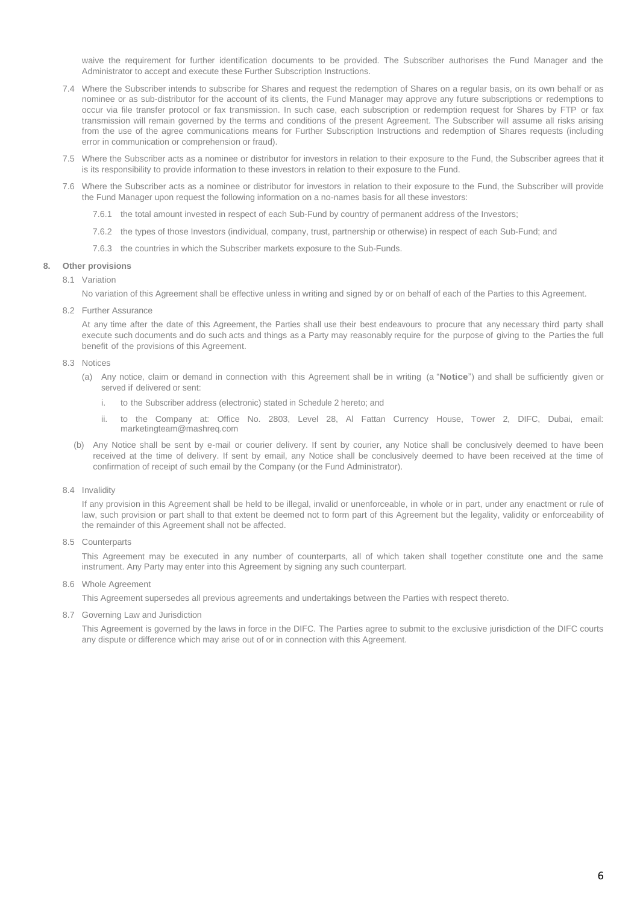waive the requirement for further identification documents to be provided. The Subscriber authorises the Fund Manager and the Administrator to accept and execute these Further Subscription Instructions.

7.4 Where the Subscriber intends to subscribe for Shares and request the redemption of Shares on a regular basis, on its own behalf or as nominee or as sub-distributor for the account of its clients, the Fund Manager may approve any future subscriptions or redemptions to occur via file transfer protocol or fax transmission. In such case, each subscription or redemption request for Shares by FTP or fax transmission will remain governed by the terms and conditions of the present Agreement. The Subscriber will assume all risks arising from the use of the agree communications means for Further Subscription Instructions and redemption of Shares requests (including error in communication or comprehension or fraud).

7.5 Where the Subscriber acts as a nominee or distributor for investors in relation to their exposure to the Fund, the Subscriber agrees that it is its responsibility to provide information to these investors in relation to their exposure to the Fund.

7.6 Where the Subscriber acts as a nominee or distributor for investors in relation to their exposure to the Fund, the Subscriber will provide the Fund Manager upon request the following information on a no-names basis for all these investors:

7.6.1 the total amount invested in respect of each Sub-Fund by country of permanent address of the Investors;

7.6.2 the types of those Investors (individual, company, trust, partnership or otherwise) in respect of each Sub-Fund; and

7.6.3 the countries in which the Subscriber markets exposure to the Sub-Funds.

**8. Other provisions**

8.1 Variation

No variation of this Agreement shall be effective unless in writing and signed by or on behalf of each of the Parties to this Agreement.

8.2 Further Assurance

At any time after the date of this Agreement, the Parties shall use their best endeavours to procure that any necessary third party shall execute such documents and do such acts and things as a Party may reasonably require for the purpose of giving to the Parties the full benefit of the provisions of this Agreement.

8.3 Notices

(a) Any notice, claim or demand in connection with this Agreement shall be in writing (a "**Notice**") and shall be sufficiently given or served if delivered or sent:

i. to the Subscriber address (electronic) stated in Schedule 2 hereto; and

ii. to the Company at: Office No. 2803, Level 28, Al Fattan Currency House, Tower 2, DIFC, Dubai, email: marketingteam@mashreq.com

(b) Any Notice shall be sent by e-mail or courier delivery. If sent by courier, any Notice shall be conclusively deemed to have been received at the time of delivery. If sent by email, any Notice shall be conclusively deemed to have been received at the time of confirmation of receipt of such email by the Company (or the Fund Administrator).

8.4 Invalidity

If any provision in this Agreement shall be held to be illegal, invalid or unenforceable, in whole or in part, under any enactment or rule of law, such provision or part shall to that extent be deemed not to form part of this Agreement but the legality, validity or enforceability of the remainder of this Agreement shall not be affected.

8.5 Counterparts

This Agreement may be executed in any number of counterparts, all of which taken shall together constitute one and the same instrument. Any Party may enter into this Agreement by signing any such counterpart.

8.6 Whole Agreement

This Agreement supersedes all previous agreements and undertakings between the Parties with respect thereto.

8.7 Governing Law and Jurisdiction

This Agreement is governed by the laws in force in the DIFC. The Parties agree to submit to the exclusive jurisdiction of the DIFC courts any dispute or difference which may arise out of or in connection with this Agreement.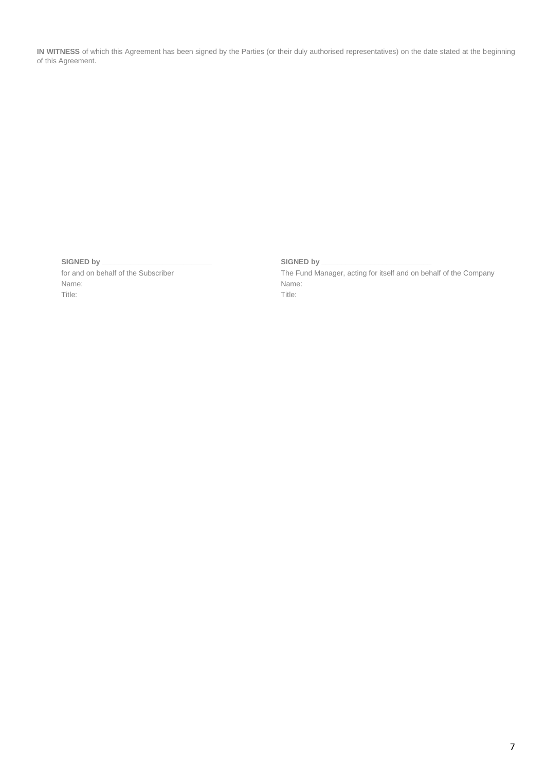**IN WITNESS** of which this Agreement has been signed by the Parties (or their duly authorised representatives) on the date stated at the beginning of this Agreement.

**SIGNED by** ___________________________
for and on behalf of the Subscriber
Name:
Title:

**SIGNED by** ___________________________
The Fund Manager, acting for itself and on behalf of the Company
Name:
Title: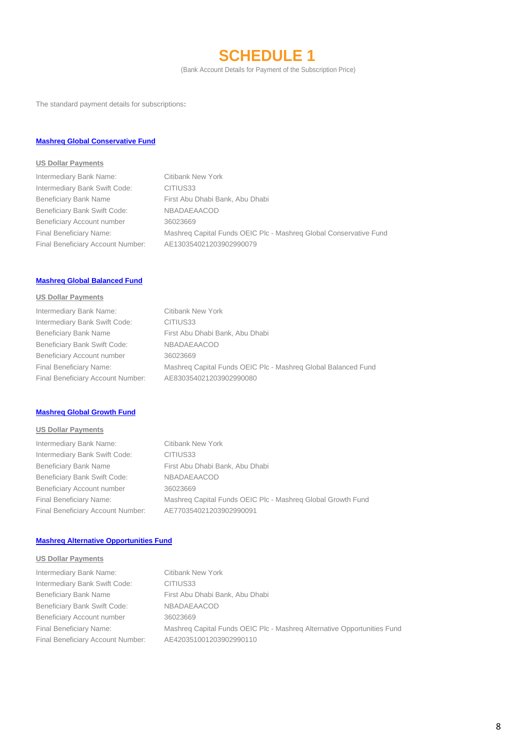# SCHEDULE 1

(Bank Account Details for Payment of the Subscription Price)

The standard payment details for subscriptions:

**Mashreq Global Conservative Fund**

**US Dollar Payments**

| | |
|---|---|
| Intermediary Bank Name: | Citibank New York |
| Intermediary Bank Swift Code: | CITIUS33 |
| Beneficiary Bank Name | First Abu Dhabi Bank, Abu Dhabi |
| Beneficiary Bank Swift Code: | NBADAEAACOD |
| Beneficiary Account number | 36023669 |
| Final Beneficiary Name: | Mashreq Capital Funds OEIC Plc - Mashreq Global Conservative Fund |
| Final Beneficiary Account Number: | AE130354021203902990079 |

**Mashreq Global Balanced Fund**

**US Dollar Payments**

| | |
|---|---|
| Intermediary Bank Name: | Citibank New York |
| Intermediary Bank Swift Code: | CITIUS33 |
| Beneficiary Bank Name | First Abu Dhabi Bank, Abu Dhabi |
| Beneficiary Bank Swift Code: | NBADAEAACOD |
| Beneficiary Account number | 36023669 |
| Final Beneficiary Name: | Mashreq Capital Funds OEIC Plc - Mashreq Global Balanced Fund |
| Final Beneficiary Account Number: | AE830354021203902990080 |

**Mashreq Global Growth Fund**

**US Dollar Payments**

| | |
|---|---|
| Intermediary Bank Name: | Citibank New York |
| Intermediary Bank Swift Code: | CITIUS33 |
| Beneficiary Bank Name | First Abu Dhabi Bank, Abu Dhabi |
| Beneficiary Bank Swift Code: | NBADAEAACOD |
| Beneficiary Account number | 36023669 |
| Final Beneficiary Name: | Mashreq Capital Funds OEIC Plc - Mashreq Global Growth Fund |
| Final Beneficiary Account Number: | AE770354021203902990091 |

**Mashreq Alternative Opportunities Fund**

**US Dollar Payments**

| | |
|---|---|
| Intermediary Bank Name: | Citibank New York |
| Intermediary Bank Swift Code: | CITIUS33 |
| Beneficiary Bank Name | First Abu Dhabi Bank, Abu Dhabi |
| Beneficiary Bank Swift Code: | NBADAEAACOD |
| Beneficiary Account number | 36023669 |
| Final Beneficiary Name: | Mashreq Capital Funds OEIC Plc - Mashreq Alternative Opportunities Fund |
| Final Beneficiary Account Number: | AE420351001203902990110 |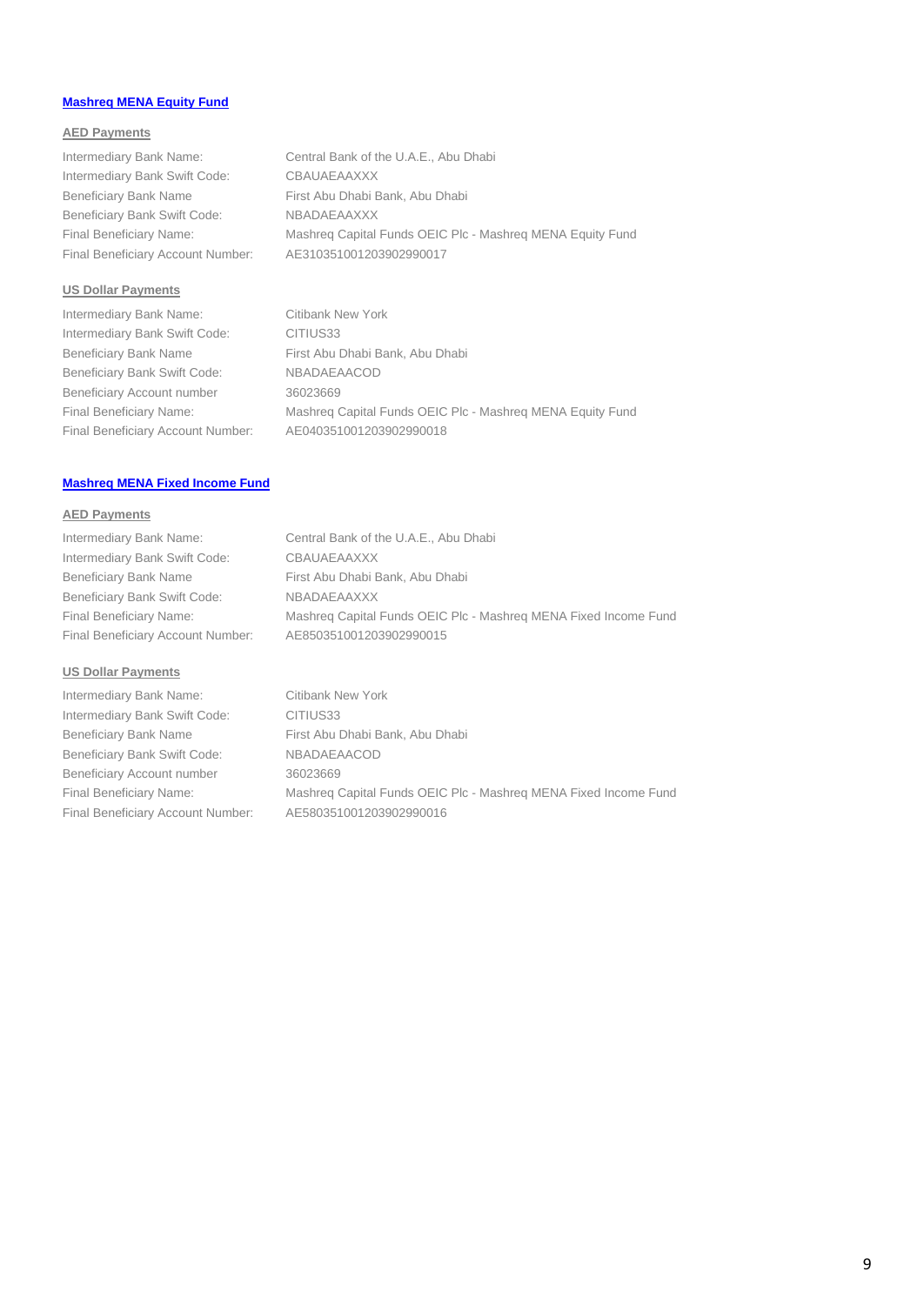**Mashreq MENA Equity Fund**

**AED Payments**

| | |
|---|---|
| Intermediary Bank Name: | Central Bank of the U.A.E., Abu Dhabi |
| Intermediary Bank Swift Code: | CBAUAEAAXXX |
| Beneficiary Bank Name | First Abu Dhabi Bank, Abu Dhabi |
| Beneficiary Bank Swift Code: | NBADAEAAXXX |
| Final Beneficiary Name: | Mashreq Capital Funds OEIC Plc - Mashreq MENA Equity Fund |
| Final Beneficiary Account Number: | AE310351001203902990017 |

**US Dollar Payments**

| | |
|---|---|
| Intermediary Bank Name: | Citibank New York |
| Intermediary Bank Swift Code: | CITIUS33 |
| Beneficiary Bank Name | First Abu Dhabi Bank, Abu Dhabi |
| Beneficiary Bank Swift Code: | NBADAEAACOD |
| Beneficiary Account number | 36023669 |
| Final Beneficiary Name: | Mashreq Capital Funds OEIC Plc - Mashreq MENA Equity Fund |
| Final Beneficiary Account Number: | AE040351001203902990018 |

**Mashreq MENA Fixed Income Fund**

**AED Payments**

| | |
|---|---|
| Intermediary Bank Name: | Central Bank of the U.A.E., Abu Dhabi |
| Intermediary Bank Swift Code: | CBAUAEAAXXX |
| Beneficiary Bank Name | First Abu Dhabi Bank, Abu Dhabi |
| Beneficiary Bank Swift Code: | NBADAEAAXXX |
| Final Beneficiary Name: | Mashreq Capital Funds OEIC Plc - Mashreq MENA Fixed Income Fund |
| Final Beneficiary Account Number: | AE850351001203902990015 |

**US Dollar Payments**

| | |
|---|---|
| Intermediary Bank Name: | Citibank New York |
| Intermediary Bank Swift Code: | CITIUS33 |
| Beneficiary Bank Name | First Abu Dhabi Bank, Abu Dhabi |
| Beneficiary Bank Swift Code: | NBADAEAACOD |
| Beneficiary Account number | 36023669 |
| Final Beneficiary Name: | Mashreq Capital Funds OEIC Plc - Mashreq MENA Fixed Income Fund |
| Final Beneficiary Account Number: | AE580351001203902990016 |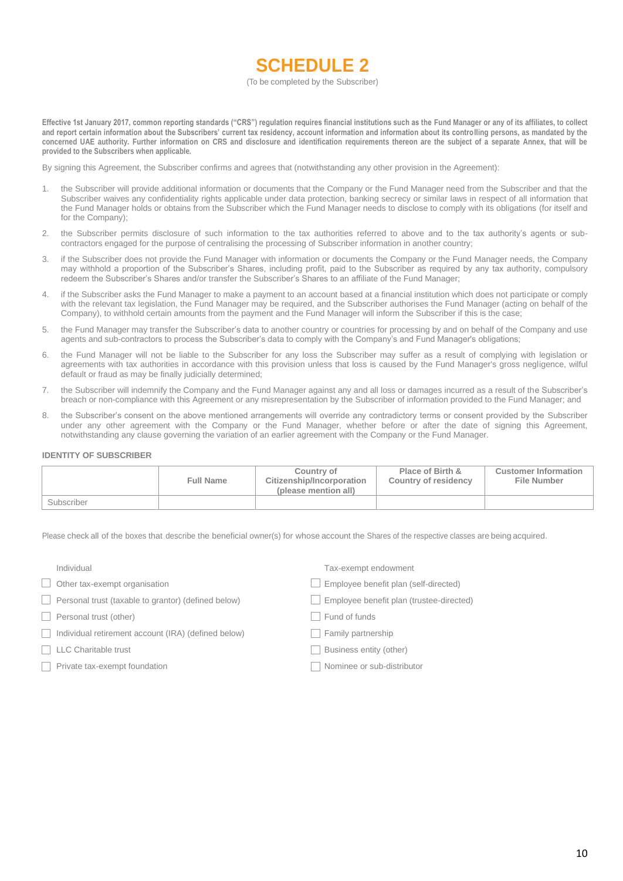# SCHEDULE 2

(To be completed by the Subscriber)

**Effective 1st January 2017, common reporting standards ("CRS") regulation requires financial institutions such as the Fund Manager or any of its affiliates, to collect and report certain information about the Subscribers' current tax residency, account information and information about its controlling persons, as mandated by the concerned UAE authority. Further information on CRS and disclosure and identification requirements thereon are the subject of a separate Annex, that will be provided to the Subscribers when applicable.**

By signing this Agreement, the Subscriber confirms and agrees that (notwithstanding any other provision in the Agreement):

1. the Subscriber will provide additional information or documents that the Company or the Fund Manager need from the Subscriber and that the Subscriber waives any confidentiality rights applicable under data protection, banking secrecy or similar laws in respect of all information that the Fund Manager holds or obtains from the Subscriber which the Fund Manager needs to disclose to comply with its obligations (for itself and for the Company);
2. the Subscriber permits disclosure of such information to the tax authorities referred to above and to the tax authority's agents or sub-contractors engaged for the purpose of centralising the processing of Subscriber information in another country;
3. if the Subscriber does not provide the Fund Manager with information or documents the Company or the Fund Manager needs, the Company may withhold a proportion of the Subscriber's Shares, including profit, paid to the Subscriber as required by any tax authority, compulsory redeem the Subscriber's Shares and/or transfer the Subscriber's Shares to an affiliate of the Fund Manager;
4. if the Subscriber asks the Fund Manager to make a payment to an account based at a financial institution which does not participate or comply with the relevant tax legislation, the Fund Manager may be required, and the Subscriber authorises the Fund Manager (acting on behalf of the Company), to withhold certain amounts from the payment and the Fund Manager will inform the Subscriber if this is the case;
5. the Fund Manager may transfer the Subscriber's data to another country or countries for processing by and on behalf of the Company and use agents and sub-contractors to process the Subscriber's data to comply with the Company's and Fund Manager's obligations;
6. the Fund Manager will not be liable to the Subscriber for any loss the Subscriber may suffer as a result of complying with legislation or agreements with tax authorities in accordance with this provision unless that loss is caused by the Fund Manager's gross negligence, wilful default or fraud as may be finally judicially determined;
7. the Subscriber will indemnify the Company and the Fund Manager against any and all loss or damages incurred as a result of the Subscriber's breach or non-compliance with this Agreement or any misrepresentation by the Subscriber of information provided to the Fund Manager; and
8. the Subscriber's consent on the above mentioned arrangements will override any contradictory terms or consent provided by the Subscriber under any other agreement with the Company or the Fund Manager, whether before or after the date of signing this Agreement, notwithstanding any clause governing the variation of an earlier agreement with the Company or the Fund Manager.

**IDENTITY OF SUBSCRIBER**

| | Full Name | Country of Citizenship/Incorporation (please mention all) | Place of Birth & Country of residency | Customer Information File Number |
|---|---|---|---|---|
| Subscriber | | | | |

Please check all of the boxes that describe the beneficial owner(s) for whose account the Shares of the respective classes are being acquired.

- Individual
- ☐ Other tax-exempt organisation
- ☐ Personal trust (taxable to grantor) (defined below)
- ☐ Personal trust (other)
- ☐ Individual retirement account (IRA) (defined below)
- ☐ LLC Charitable trust
- ☐ Private tax-exempt foundation
- Tax-exempt endowment
- ☐ Employee benefit plan (self-directed)
- ☐ Employee benefit plan (trustee-directed)
- ☐ Fund of funds
- ☐ Family partnership
- ☐ Business entity (other)
- ☐ Nominee or sub-distributor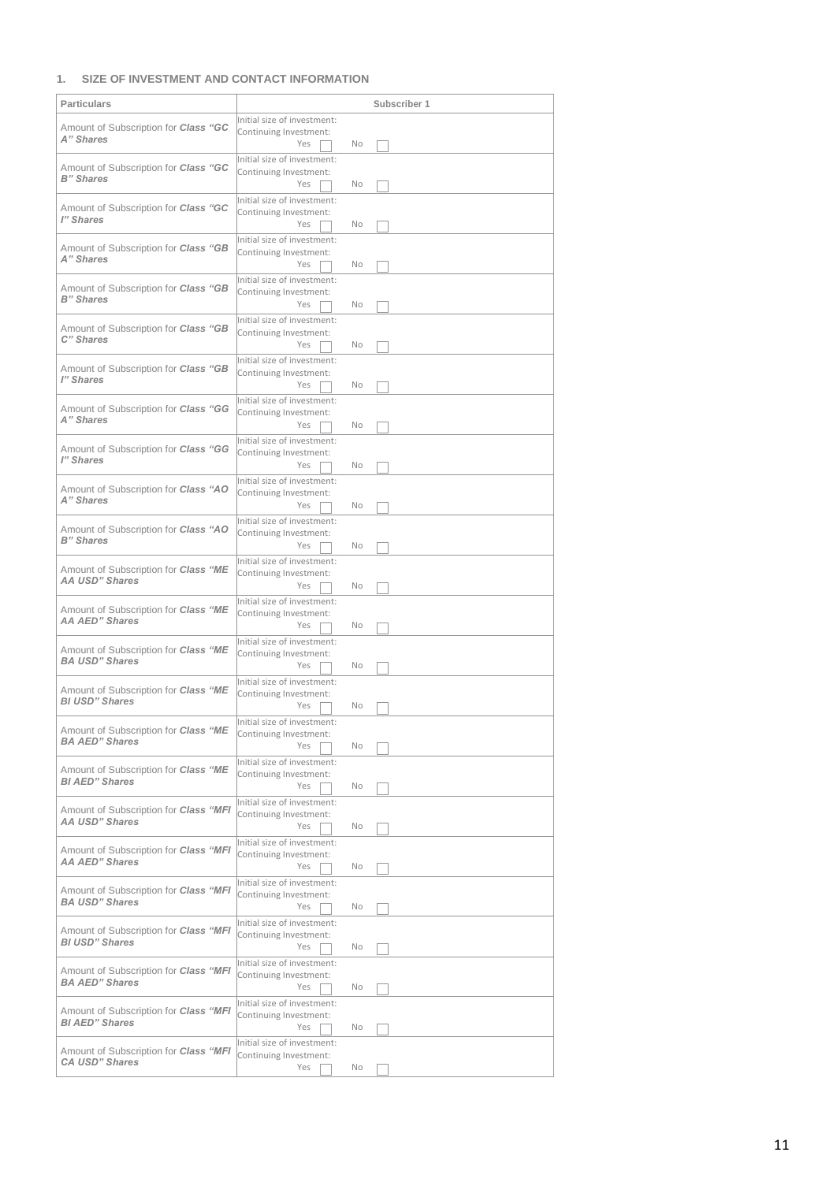## 1. SIZE OF INVESTMENT AND CONTACT INFORMATION

| Particulars | Subscriber 1 |
|---|---|
| Amount of Subscription for ***Class "GC A" Shares*** | Initial size of investment:<br>Continuing Investment:<br>Yes ☐ No ☐ |
| Amount of Subscription for ***Class "GC B" Shares*** | Initial size of investment:<br>Continuing Investment:<br>Yes ☐ No ☐ |
| Amount of Subscription for ***Class "GC I" Shares*** | Initial size of investment:<br>Continuing Investment:<br>Yes ☐ No ☐ |
| Amount of Subscription for ***Class "GB A" Shares*** | Initial size of investment:<br>Continuing Investment:<br>Yes ☐ No ☐ |
| Amount of Subscription for ***Class "GB B" Shares*** | Initial size of investment:<br>Continuing Investment:<br>Yes ☐ No ☐ |
| Amount of Subscription for ***Class "GB C" Shares*** | Initial size of investment:<br>Continuing Investment:<br>Yes ☐ No ☐ |
| Amount of Subscription for ***Class "GB I" Shares*** | Initial size of investment:<br>Continuing Investment:<br>Yes ☐ No ☐ |
| Amount of Subscription for ***Class "GG A" Shares*** | Initial size of investment:<br>Continuing Investment:<br>Yes ☐ No ☐ |
| Amount of Subscription for ***Class "GG I" Shares*** | Initial size of investment:<br>Continuing Investment:<br>Yes ☐ No ☐ |
| Amount of Subscription for ***Class "AO A" Shares*** | Initial size of investment:<br>Continuing Investment:<br>Yes ☐ No ☐ |
| Amount of Subscription for ***Class "AO B" Shares*** | Initial size of investment:<br>Continuing Investment:<br>Yes ☐ No ☐ |
| Amount of Subscription for ***Class "ME AA USD" Shares*** | Initial size of investment:<br>Continuing Investment:<br>Yes ☐ No ☐ |
| Amount of Subscription for ***Class "ME AA AED" Shares*** | Initial size of investment:<br>Continuing Investment:<br>Yes ☐ No ☐ |
| Amount of Subscription for ***Class "ME BA USD" Shares*** | Initial size of investment:<br>Continuing Investment:<br>Yes ☐ No ☐ |
| Amount of Subscription for ***Class "ME BI USD" Shares*** | Initial size of investment:<br>Continuing Investment:<br>Yes ☐ No ☐ |
| Amount of Subscription for ***Class "ME BA AED" Shares*** | Initial size of investment:<br>Continuing Investment:<br>Yes ☐ No ☐ |
| Amount of Subscription for ***Class "ME BI AED" Shares*** | Initial size of investment:<br>Continuing Investment:<br>Yes ☐ No ☐ |
| Amount of Subscription for ***Class "MFI AA USD" Shares*** | Initial size of investment:<br>Continuing Investment:<br>Yes ☐ No ☐ |
| Amount of Subscription for ***Class "MFI AA AED" Shares*** | Initial size of investment:<br>Continuing Investment:<br>Yes ☐ No ☐ |
| Amount of Subscription for ***Class "MFI BA USD" Shares*** | Initial size of investment:<br>Continuing Investment:<br>Yes ☐ No ☐ |
| Amount of Subscription for ***Class "MFI BI USD" Shares*** | Initial size of investment:<br>Continuing Investment:<br>Yes ☐ No ☐ |
| Amount of Subscription for ***Class "MFI BA AED" Shares*** | Initial size of investment:<br>Continuing Investment:<br>Yes ☐ No ☐ |
| Amount of Subscription for ***Class "MFI BI AED" Shares*** | Initial size of investment:<br>Continuing Investment:<br>Yes ☐ No ☐ |
| Amount of Subscription for ***Class "MFI CA USD" Shares*** | Initial size of investment:<br>Continuing Investment:<br>Yes ☐ No ☐ |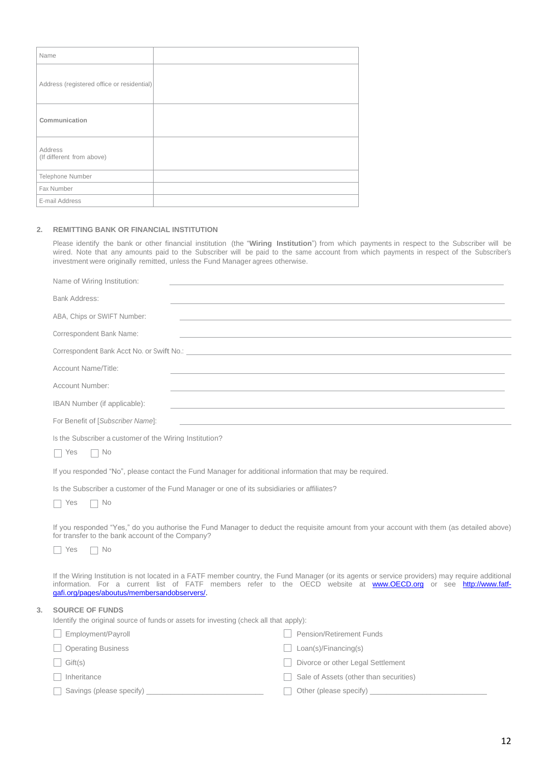| Name | |
|---|---|
| Address (registered office or residential) | |
| **Communication** | |
| Address (If different from above) | |
| Telephone Number | |
| Fax Number | |
| E-mail Address | |

## 2. REMITTING BANK OR FINANCIAL INSTITUTION

Please identify the bank or other financial institution (the "**Wiring Institution**") from which payments in respect to the Subscriber will be wired. Note that any amounts paid to the Subscriber will be paid to the same account from which payments in respect of the Subscriber's investment were originally remitted, unless the Fund Manager agrees otherwise.

Name of Wiring Institution: ______________________________

Bank Address: ______________________________

ABA, Chips or SWIFT Number: ______________________________

Correspondent Bank Name: ______________________________

Correspondent Bank Acct No. or Swift No.: ______________________________

Account Name/Title: ______________________________

Account Number: ______________________________

IBAN Number (if applicable): ______________________________

For Benefit of [*Subscriber Name*]: ______________________________

Is the Subscriber a customer of the Wiring Institution?

☐ Yes ☐ No

If you responded "No", please contact the Fund Manager for additional information that may be required.

Is the Subscriber a customer of the Fund Manager or one of its subsidiaries or affiliates?

☐ Yes ☐ No

If you responded "Yes," do you authorise the Fund Manager to deduct the requisite amount from your account with them (as detailed above) for transfer to the bank account of the Company?

☐ Yes ☐ No

If the Wiring Institution is not located in a FATF member country, the Fund Manager (or its agents or service providers) may require additional information. For a current list of FATF members refer to the OECD website at www.OECD.org or see http://www.fatf-gafi.org/pages/aboutus/membersandobservers/.

## 3. SOURCE OF FUNDS

Identify the original source of funds or assets for investing (check all that apply):

☐ Employment/Payroll

☐ Operating Business

☐ Gift(s)

☐ Inheritance

☐ Savings (please specify) ______________________________

☐ Pension/Retirement Funds

☐ Loan(s)/Financing(s)

☐ Divorce or other Legal Settlement

☐ Sale of Assets (other than securities)

☐ Other (please specify) ______________________________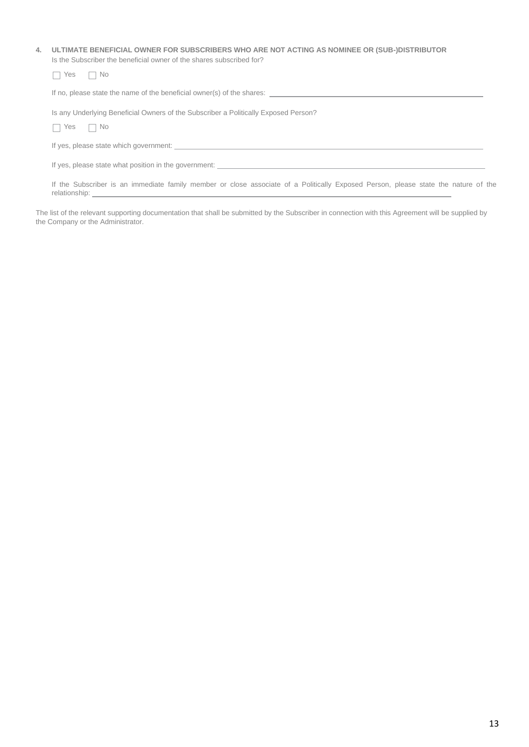**4. ULTIMATE BENEFICIAL OWNER FOR SUBSCRIBERS WHO ARE NOT ACTING AS NOMINEE OR (SUB-)DISTRIBUTOR**

Is the Subscriber the beneficial owner of the shares subscribed for?

☐ Yes ☐ No

If no, please state the name of the beneficial owner(s) of the shares: \_\_\_\_\_\_\_\_\_\_\_\_\_\_\_\_\_\_\_\_\_\_\_\_\_\_\_\_\_\_\_\_\_\_

Is any Underlying Beneficial Owners of the Subscriber a Politically Exposed Person?

☐ Yes ☐ No

If yes, please state which government: \_\_\_\_\_\_\_\_\_\_\_\_\_\_\_\_\_\_\_\_\_\_\_\_\_\_\_\_\_\_\_\_\_\_

If yes, please state what position in the government: \_\_\_\_\_\_\_\_\_\_\_\_\_\_\_\_\_\_\_\_\_\_\_\_\_\_\_\_\_\_\_\_\_\_

If the Subscriber is an immediate family member or close associate of a Politically Exposed Person, please state the nature of the relationship: \_\_\_\_\_\_\_\_\_\_\_\_\_\_\_\_\_\_\_\_\_\_\_\_\_\_\_\_\_\_\_\_\_\_

The list of the relevant supporting documentation that shall be submitted by the Subscriber in connection with this Agreement will be supplied by the Company or the Administrator.